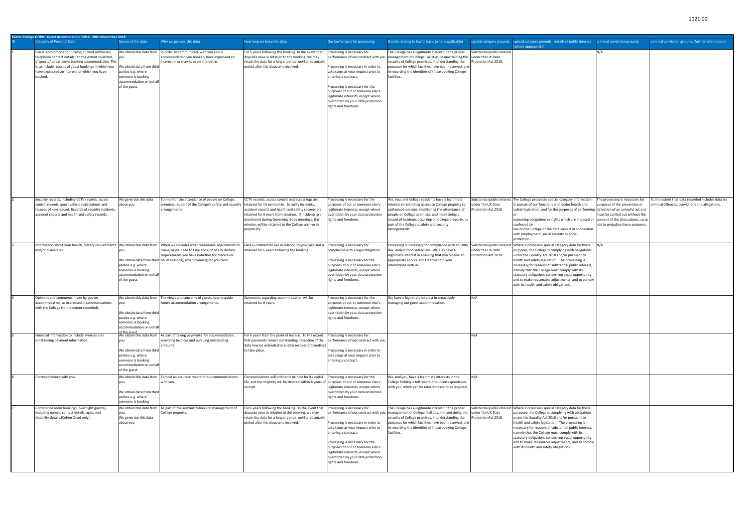1021.00

| **Exeter College GDPR - Guest Accomodation ROPA - 28th November 2018** | | | | | | | | | | | |
|---|---|---|---|---|---|---|---|---|---|---|---|
| ID | Category of Personal Data | Source of the data | Why we process this data | How long we keep this data | Our lawful basis for processing | Details relating to lawful basis (where applicable) | special category grounds | special category grounds - details of public interest (where appropriate) | criminal conviction grounds | criminal conviction grounds (further information) |
| 1 | Guest Accommodation (name, current addresses, telephone contact details), to the extent collected, of guests/ department booking accommodation. This is to include records of guest bookings in which you have expressed an interest, or which you have booked. | We obtain this data from you.<br><br>We obtain data from third parties e.g. where someone is booking accommodation on behalf of the guest. | In order to communicate with you about accommodation you booked, have expressed an interest in or may have an interest in. | For 6 years following the booking. In the event that disputes arise in relation to the booking, we may retain the data for a longer period, until a reasonable period after the dispute is resolved. | Processing is necessary for performance of our contract with you.<br><br>Processing is necessary in order to take steps at your request prior to entering a contract.<br><br>Processing is necessary for the purposes of our or someone else's legitimate interests, except where overridden by your data protection rights and freedoms. | The College has a legitimate interest in the proper management of College Facilities, in maintaining the security of College premises, in understanding the purposes for which facilities have been reserved, and in recording the identities of those booking College facilities. | Substantial public interest under the UK Data Protection Act 2018. | | N/A | |
| 2 | Security records, including CCTV records, access control records, guest vehicle registrations and records of keys issued. Records of security incidents, accident reports and health and safety records. | We generate this data about you. | To monitor the attendance of people on College premises, as part of the College's safety and security arrangements. | CCTV records, access control and access logs are retained for three months. Security incidents, accident reports and health and safety records are retained for 6 years from creation. If incidents are mentioned during Governing Body meetings, the minutes will be retained in the College archive in perpetuity. | Processing is necessary for the purposes of our or someone else's legitimate interests, except where overridden by your data protection rights and freedoms. | We, you, and College residents have a legitimate interest in restricting access to College property to authorised persons, monitoring the attendance of people on College premises, and maintaining a record of incidents occurring on College property, as part of the College's safety and security arrangements. | Substantial public interest under the UK Data Protection Act 2018. | The College processes special category information in pursuit of our functions and under health and safety legislation, and for the purposes of performing or exercising obligations or rights which are imposed or conferred by law on the College or the data subject in connection with employment, social security or social protection. | The processing is necessary for purposes of the prevention or detection of an unlawful act and must be carried out without the consent of the data subject, so as not to prejudice those purposes. | To the extent that data recorded includes data on criminal offences, convictions and allegations. |
| 3 | Information about your health, dietary requirements and/or disabilities. | We obtain this data from you.<br><br>We obtain data from third parties e.g. where someone is booking accommodation on behalf of the guest. | When we consider what reasonable adjustments to make, or we need to take account of any dietary requirements you have (whether for medical or belief reasons), when planning for your visit. | Data is collated for use in relation to your visit and is retained for 6 years following the booking. | Processing is necessary for compliance with a legal obligation.<br><br>Processing is necessary for the purposes of our or someone else's legitimate interests, except where overridden by your data protection rights and freedoms. | Processing is necessary for compliance with equality law, and/or food safety law. We also have a legitimate interest in ensuring that you receive an appropriate service and treatment in your interactions with us. | Substantial public interest under the UK Data Protection Act 2018. | Where it processes special category data for these purposes, the College is complying with obligations under the Equality Act 2010 and/or pursuant to health and safety legislation. The processing is necessary for reasons of substantial public interest, namely that the College must comply with its statutory obligations concerning equal opportunity and to make reasonable adjustments, and to comply with its health and safety obligations. | N/A | |
| 4 | Opinions and comments made by you on accommodation, as expressed in communications with the College (to the extent recorded). | We obtain this data from you.<br><br>We obtain data from third parties e.g. where someone is booking accommodation on behalf of the guest. | The views and concerns of guests help to guide future accommodation arrangements. | Comments regarding accommodation will be retained for 6 years. | Processing is necessary for the purposes of our or someone else's legitimate interests, except where overridden by your data protection rights and freedoms. | We have a legitimate interest in proactively managing our guest accommodation. | N/A | | | |
| 5 | Financial information to include invoices and outstanding payment information. | We obtain this data from you.<br><br>We obtain data from third parties e.g. where someone is booking accommodation on behalf of the guest. | As part of taking payments for accommodation, providing invoices and pursuing outstanding amounts. | For 6 years from the point of invoice. To the extent that payments remain outstanding, retention of the data may be extended to enable recover proceedings to take place. | Processing is necessary for performance of our contract with you.<br><br>Processing is necessary in order to take steps at your request prior to entering a contract. | | N/A | | | |
| 6 | Correspondence with you. | We obtain this data from you.<br><br>We obtain data from third parties e.g. where someone is booking | To hold an accurate record of our communications with you. | Correspondence will ordinarily be held for its useful life, and the majority will be deleted within 6 years of receipt. | Processing is necessary for the purposes of our or someone else's legitimate interests, except where overridden by your data protection rights and freedoms. | We, and you, have a legitimate interests in the College holding a full record of our correspondence with you, which can be referred back to as required. | N/A | | | |
| 7 | Conference room bookings (overnight guests), including names, contact details, ages, and disability details.(Cohen Quad only). | We obtain this data from you.<br><br>We generate this data about you. | As part of the administration and management of College property. | For 6 years following the booking. In the event that disputes arise in relation to the booking, we may retain the data for a longer period, until a reasonable period after the dispute is resolved. | Processing is necessary for performance of our contract with you.<br><br>Processing is necessary in order to take steps at your request prior to entering a contract.<br><br>Processing is necessary for the purposes of our or someone else's legitimate interests, except where overridden by your data protection rights and freedoms. | The College has a legitimate interest in the proper management of College facilities, in maintaining the security of College premises, in understanding the purposes for which facilities have been reserved, and in recording the identities of those booking College facilities. | Substantial public interest under the UK Data Protection Act 2018. | Where it processes special category data for these purposes, the College is complying with obligations under the Equality Act 2010 and/or pursuant to health and safety legislation. The processing is necessary for reasons of substantial public interest, namely that the College must comply with its statutory obligations concerning equal opportunity and to make reasonable adjustments, and to comply with its health and safety obligations. | | |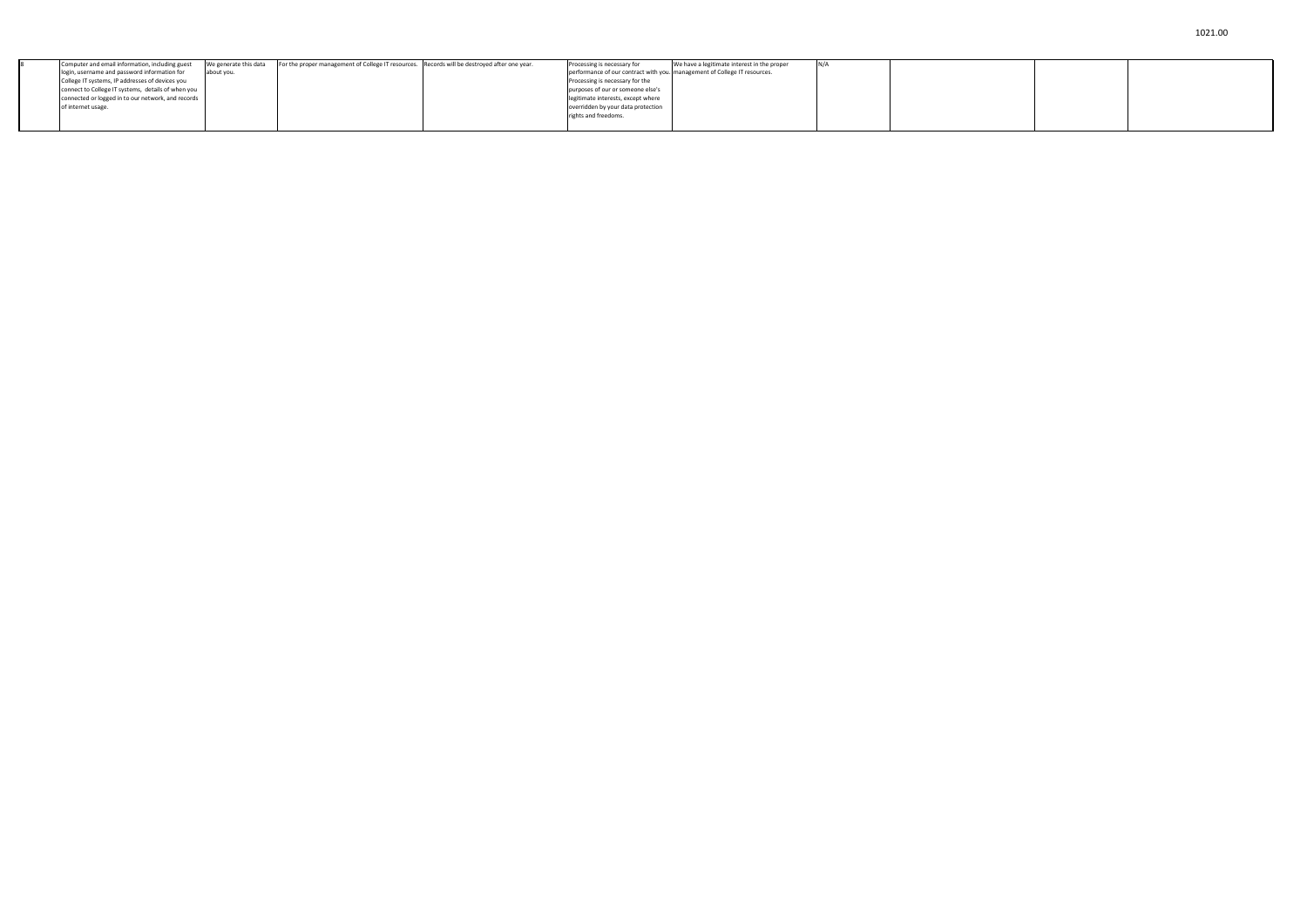| | | | | | | | | | | |
|---|---|---|---|---|---|---|---|---|---|---|
| 8 | Computer and email information, including guest login, username and password information for College IT systems, IP addresses of devices you connect to College IT systems, details of when you connected or logged in to our network, and records of internet usage. | We generate this data about you. | For the proper management of College IT resources. | Records will be destroyed after one year. | Processing is necessary for performance of our contract with you. Processing is necessary for the purposes of our or someone else's legitimate interests, except where overridden by your data protection rights and freedoms. | We have a legitimate interest in the proper management of College IT resources. | N/A | | | |